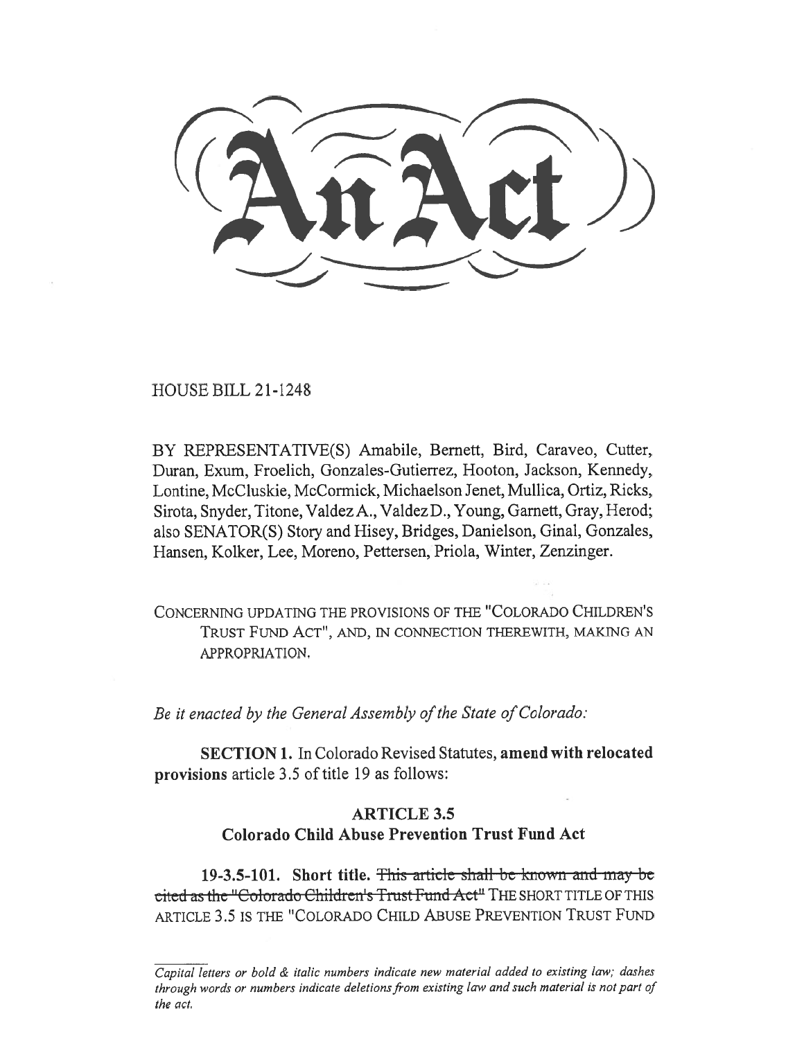# An Act

HOUSE BILL 21-1248

BY REPRESENTATIVE(S) Amabile, Bernett, Bird, Caraveo, Cutter, Duran, Exum, Froelich, Gonzales-Gutierrez, Hooton, Jackson, Kennedy, Lontine, McCluskie, McCormick, Michaelson Jenet, Mullica, Ortiz, Ricks, Sirota, Snyder, Titone, Valdez A., Valdez D., Young, Garnett, Gray, Herod; also SENATOR(S) Story and Hisey, Bridges, Danielson, Ginal, Gonzales, Hansen, Kolker, Lee, Moreno, Pettersen, Priola, Winter, Zenzinger.

CONCERNING UPDATING THE PROVISIONS OF THE "COLORADO CHILDREN'S TRUST FUND ACT", AND, IN CONNECTION THEREWITH, MAKING AN APPROPRIATION.

*Be it enacted by the General Assembly of the State of Colorado:*

**SECTION 1.** In Colorado Revised Statutes, **amend with relocated provisions** article 3.5 of title 19 as follows:

## ARTICLE 3.5
## Colorado Child Abuse Prevention Trust Fund Act

**19-3.5-101. Short title.** ~~This article shall be known and may be cited as the "Colorado Children's Trust Fund Act"~~ THE SHORT TITLE OF THIS ARTICLE 3.5 IS THE "COLORADO CHILD ABUSE PREVENTION TRUST FUND

*Capital letters or bold & italic numbers indicate new material added to existing law; dashes through words or numbers indicate deletions from existing law and such material is not part of the act.*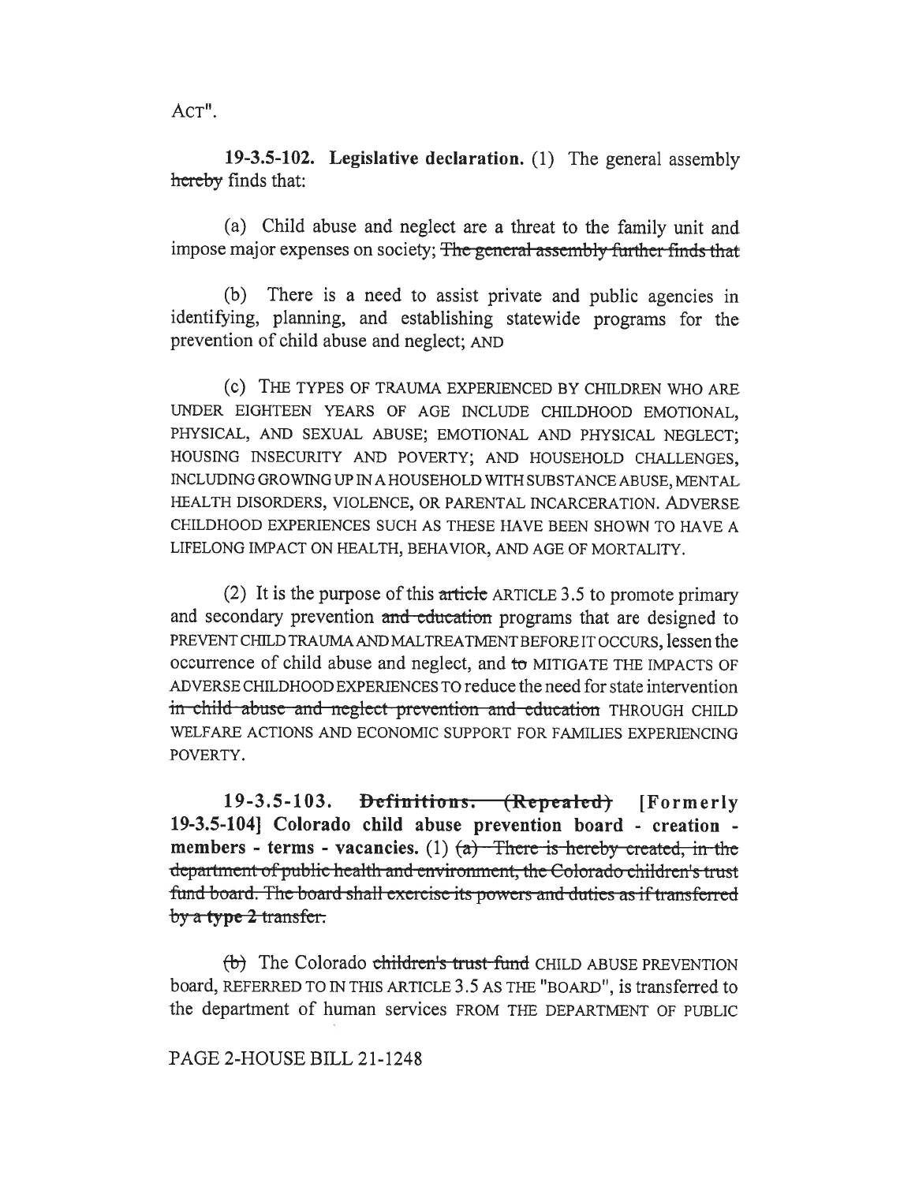ACT".

**19-3.5-102. Legislative declaration.** (1) The general assembly ~~hereby~~ finds that:

(a) Child abuse and neglect are a threat to the family unit and impose major expenses on society; ~~The general assembly further finds that~~

(b) There is a need to assist private and public agencies in identifying, planning, and establishing statewide programs for the prevention of child abuse and neglect; AND

(c) THE TYPES OF TRAUMA EXPERIENCED BY CHILDREN WHO ARE UNDER EIGHTEEN YEARS OF AGE INCLUDE CHILDHOOD EMOTIONAL, PHYSICAL, AND SEXUAL ABUSE; EMOTIONAL AND PHYSICAL NEGLECT; HOUSING INSECURITY AND POVERTY; AND HOUSEHOLD CHALLENGES, INCLUDING GROWING UP IN A HOUSEHOLD WITH SUBSTANCE ABUSE, MENTAL HEALTH DISORDERS, VIOLENCE, OR PARENTAL INCARCERATION. ADVERSE CHILDHOOD EXPERIENCES SUCH AS THESE HAVE BEEN SHOWN TO HAVE A LIFELONG IMPACT ON HEALTH, BEHAVIOR, AND AGE OF MORTALITY.

(2) It is the purpose of this ~~article~~ ARTICLE 3.5 to promote primary and secondary prevention ~~and education~~ programs that are designed to PREVENT CHILD TRAUMA AND MALTREATMENT BEFORE IT OCCURS, lessen the occurrence of child abuse and neglect, and ~~to~~ MITIGATE THE IMPACTS OF ADVERSE CHILDHOOD EXPERIENCES TO reduce the need for state intervention ~~in child abuse and neglect prevention and education~~ THROUGH CHILD WELFARE ACTIONS AND ECONOMIC SUPPORT FOR FAMILIES EXPERIENCING POVERTY.

**19-3.5-103. ~~Definitions. (Repealed)~~ [Formerly 19-3.5-104] Colorado child abuse prevention board - creation - members - terms - vacancies.** (1) ~~(a) There is hereby created, in the department of public health and environment, the Colorado children's trust fund board. The board shall exercise its powers and duties as if transferred by a **type 2** transfer.~~

~~(b)~~ The Colorado ~~children's trust fund~~ CHILD ABUSE PREVENTION board, REFERRED TO IN THIS ARTICLE 3.5 AS THE "BOARD", is transferred to the department of human services FROM THE DEPARTMENT OF PUBLIC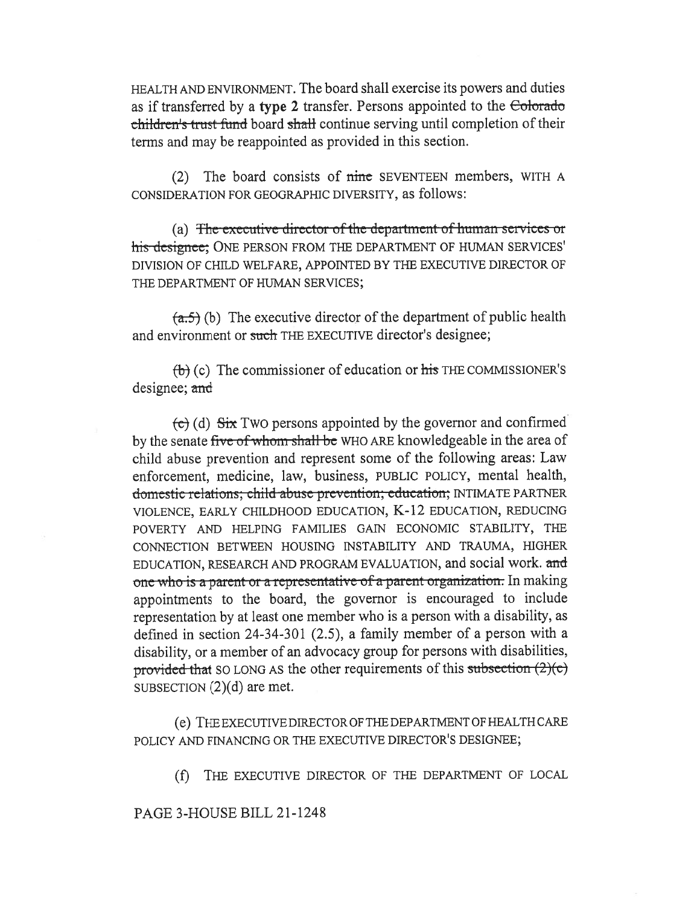HEALTH AND ENVIRONMENT. The board shall exercise its powers and duties as if transferred by a **type 2** transfer. Persons appointed to the ~~Colorado children's trust fund~~ board ~~shall~~ continue serving until completion of their terms and may be reappointed as provided in this section.

(2) The board consists of ~~nine~~ SEVENTEEN members, WITH A CONSIDERATION FOR GEOGRAPHIC DIVERSITY, as follows:

(a) ~~The executive director of the department of human services or his designee;~~ ONE PERSON FROM THE DEPARTMENT OF HUMAN SERVICES' DIVISION OF CHILD WELFARE, APPOINTED BY THE EXECUTIVE DIRECTOR OF THE DEPARTMENT OF HUMAN SERVICES;

~~(a.5)~~ (b) The executive director of the department of public health and environment or ~~such~~ THE EXECUTIVE director's designee;

~~(b)~~ (c) The commissioner of education or ~~his~~ THE COMMISSIONER'S designee; ~~and~~

~~(c)~~ (d) ~~Six~~ TWO persons appointed by the governor and confirmed by the senate ~~five of whom shall be~~ WHO ARE knowledgeable in the area of child abuse prevention and represent some of the following areas: Law enforcement, medicine, law, business, PUBLIC POLICY, mental health, ~~domestic relations, child abuse prevention, education,~~ INTIMATE PARTNER VIOLENCE, EARLY CHILDHOOD EDUCATION, K-12 EDUCATION, REDUCING POVERTY AND HELPING FAMILIES GAIN ECONOMIC STABILITY, THE CONNECTION BETWEEN HOUSING INSTABILITY AND TRAUMA, HIGHER EDUCATION, RESEARCH AND PROGRAM EVALUATION, and social work. ~~and one who is a parent or a representative of a parent organization.~~ In making appointments to the board, the governor is encouraged to include representation by at least one member who is a person with a disability, as defined in section 24-34-301 (2.5), a family member of a person with a disability, or a member of an advocacy group for persons with disabilities, ~~provided that~~ SO LONG AS the other requirements of this ~~subsection (2)(c)~~ SUBSECTION (2)(d) are met.

(e) THE EXECUTIVE DIRECTOR OF THE DEPARTMENT OF HEALTH CARE POLICY AND FINANCING OR THE EXECUTIVE DIRECTOR'S DESIGNEE;

(f) THE EXECUTIVE DIRECTOR OF THE DEPARTMENT OF LOCAL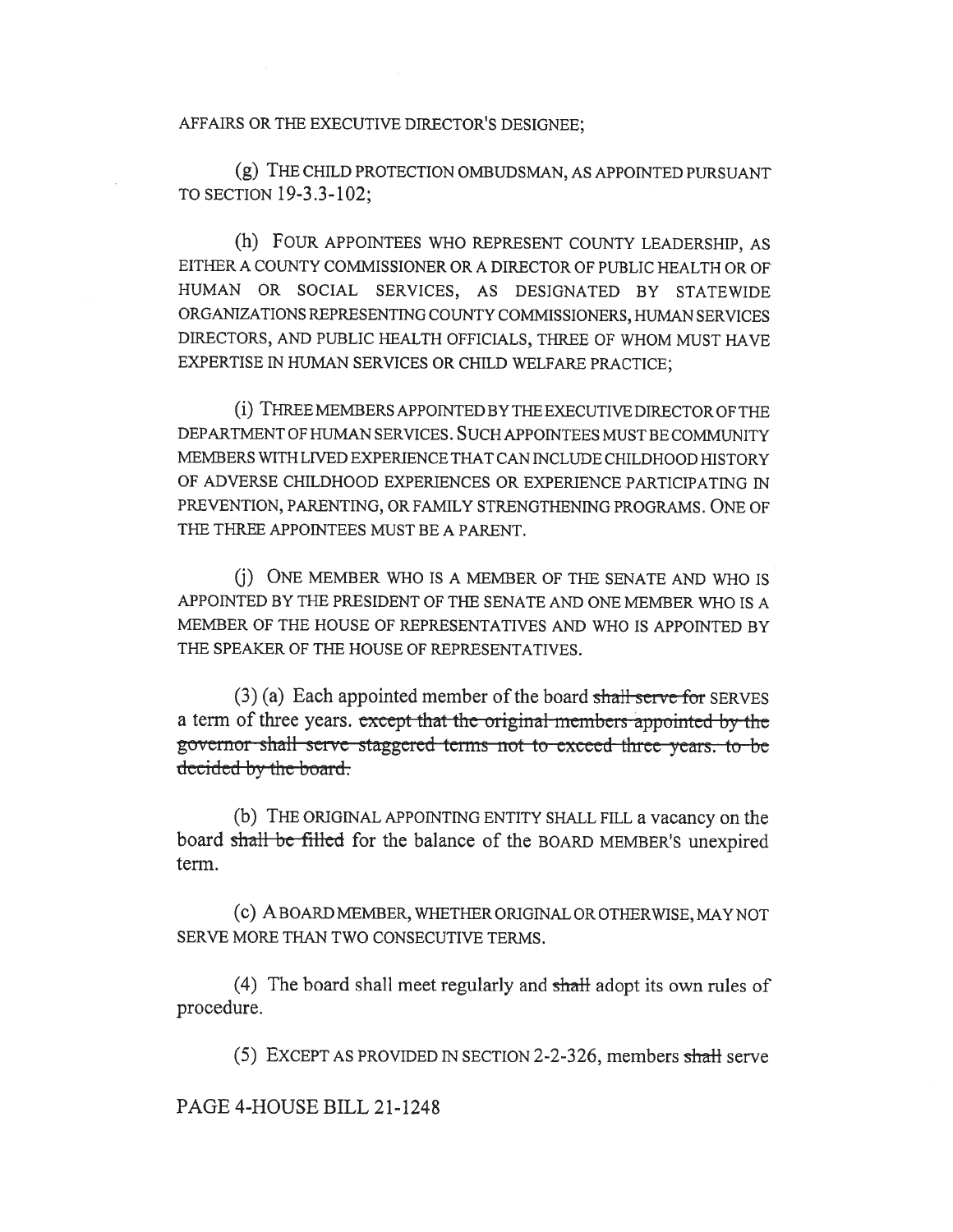AFFAIRS OR THE EXECUTIVE DIRECTOR'S DESIGNEE;

(g) THE CHILD PROTECTION OMBUDSMAN, AS APPOINTED PURSUANT TO SECTION 19-3.3-102;

(h) FOUR APPOINTEES WHO REPRESENT COUNTY LEADERSHIP, AS EITHER A COUNTY COMMISSIONER OR A DIRECTOR OF PUBLIC HEALTH OR OF HUMAN OR SOCIAL SERVICES, AS DESIGNATED BY STATEWIDE ORGANIZATIONS REPRESENTING COUNTY COMMISSIONERS, HUMAN SERVICES DIRECTORS, AND PUBLIC HEALTH OFFICIALS, THREE OF WHOM MUST HAVE EXPERTISE IN HUMAN SERVICES OR CHILD WELFARE PRACTICE;

(i) THREE MEMBERS APPOINTED BY THE EXECUTIVE DIRECTOR OF THE DEPARTMENT OF HUMAN SERVICES. SUCH APPOINTEES MUST BE COMMUNITY MEMBERS WITH LIVED EXPERIENCE THAT CAN INCLUDE CHILDHOOD HISTORY OF ADVERSE CHILDHOOD EXPERIENCES OR EXPERIENCE PARTICIPATING IN PREVENTION, PARENTING, OR FAMILY STRENGTHENING PROGRAMS. ONE OF THE THREE APPOINTEES MUST BE A PARENT.

(j) ONE MEMBER WHO IS A MEMBER OF THE SENATE AND WHO IS APPOINTED BY THE PRESIDENT OF THE SENATE AND ONE MEMBER WHO IS A MEMBER OF THE HOUSE OF REPRESENTATIVES AND WHO IS APPOINTED BY THE SPEAKER OF THE HOUSE OF REPRESENTATIVES.

(3) (a) Each appointed member of the board ~~shall serve for~~ SERVES a term of three years. ~~except that the original members appointed by the governor shall serve staggered terms not to exceed three years. to be decided by the board.~~

(b) THE ORIGINAL APPOINTING ENTITY SHALL FILL a vacancy on the board ~~shall be filled~~ for the balance of the BOARD MEMBER'S unexpired term.

(c) A BOARD MEMBER, WHETHER ORIGINAL OR OTHERWISE, MAY NOT SERVE MORE THAN TWO CONSECUTIVE TERMS.

(4) The board shall meet regularly and ~~shall~~ adopt its own rules of procedure.

(5) EXCEPT AS PROVIDED IN SECTION 2-2-326, members ~~shall~~ serve

PAGE 4-HOUSE BILL 21-1248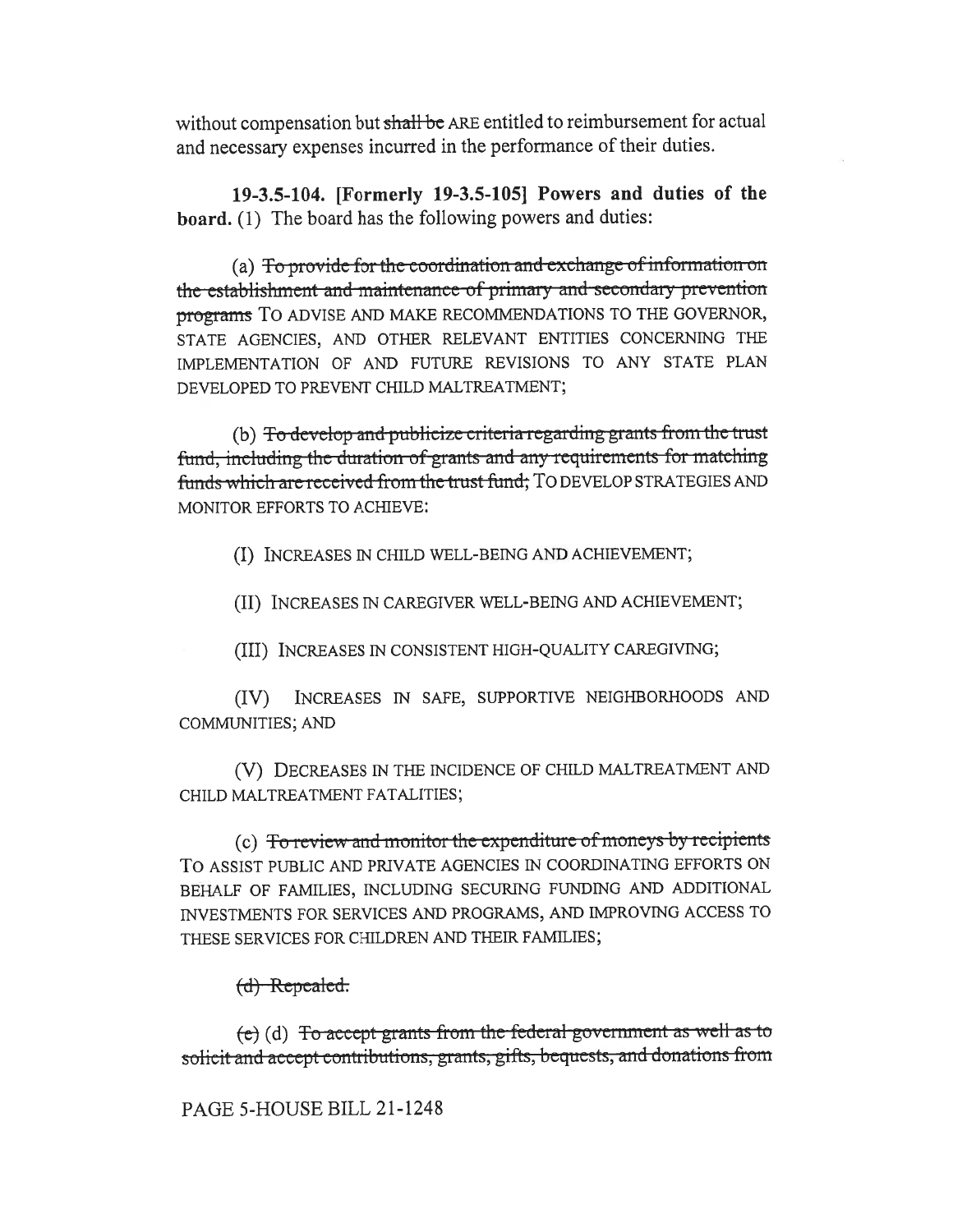without compensation but ~~shall be~~ ARE entitled to reimbursement for actual and necessary expenses incurred in the performance of their duties.

**19-3.5-104. [Formerly 19-3.5-105] Powers and duties of the board.** (1) The board has the following powers and duties:

(a) ~~To provide for the coordination and exchange of information on the establishment and maintenance of primary and secondary prevention programs~~ TO ADVISE AND MAKE RECOMMENDATIONS TO THE GOVERNOR, STATE AGENCIES, AND OTHER RELEVANT ENTITIES CONCERNING THE IMPLEMENTATION OF AND FUTURE REVISIONS TO ANY STATE PLAN DEVELOPED TO PREVENT CHILD MALTREATMENT;

(b) ~~To develop and publicize criteria regarding grants from the trust fund, including the duration of grants and any requirements for matching funds which are received from the trust fund;~~ TO DEVELOP STRATEGIES AND MONITOR EFFORTS TO ACHIEVE:

(I) INCREASES IN CHILD WELL-BEING AND ACHIEVEMENT;

(II) INCREASES IN CAREGIVER WELL-BEING AND ACHIEVEMENT;

(III) INCREASES IN CONSISTENT HIGH-QUALITY CAREGIVING;

(IV) INCREASES IN SAFE, SUPPORTIVE NEIGHBORHOODS AND COMMUNITIES; AND

(V) DECREASES IN THE INCIDENCE OF CHILD MALTREATMENT AND CHILD MALTREATMENT FATALITIES;

(c) ~~To review and monitor the expenditure of moneys by recipients~~ TO ASSIST PUBLIC AND PRIVATE AGENCIES IN COORDINATING EFFORTS ON BEHALF OF FAMILIES, INCLUDING SECURING FUNDING AND ADDITIONAL INVESTMENTS FOR SERVICES AND PROGRAMS, AND IMPROVING ACCESS TO THESE SERVICES FOR CHILDREN AND THEIR FAMILIES;

~~(d) Repealed.~~

~~(e)~~ (d) ~~To accept grants from the federal government as well as to solicit and accept contributions, grants, gifts, bequests, and donations from~~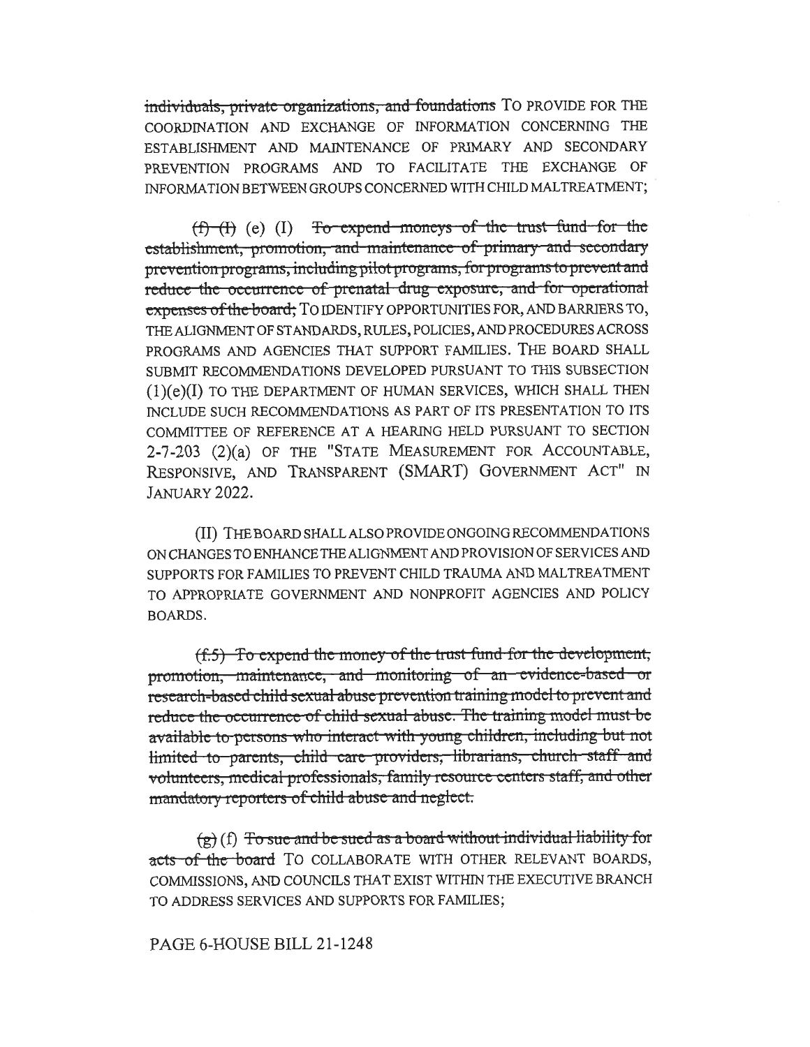~~individuals, private organizations, and foundations~~ TO PROVIDE FOR THE COORDINATION AND EXCHANGE OF INFORMATION CONCERNING THE ESTABLISHMENT AND MAINTENANCE OF PRIMARY AND SECONDARY PREVENTION PROGRAMS AND TO FACILITATE THE EXCHANGE OF INFORMATION BETWEEN GROUPS CONCERNED WITH CHILD MALTREATMENT;

~~(f) (I)~~ (e) (I) ~~To expend moneys of the trust fund for the establishment, promotion, and maintenance of primary and secondary prevention programs, including pilot programs, for programs to prevent and reduce the occurrence of prenatal drug exposure, and for operational expenses of the board;~~ TO IDENTIFY OPPORTUNITIES FOR, AND BARRIERS TO, THE ALIGNMENT OF STANDARDS, RULES, POLICIES, AND PROCEDURES ACROSS PROGRAMS AND AGENCIES THAT SUPPORT FAMILIES. THE BOARD SHALL SUBMIT RECOMMENDATIONS DEVELOPED PURSUANT TO THIS SUBSECTION (1)(e)(I) TO THE DEPARTMENT OF HUMAN SERVICES, WHICH SHALL THEN INCLUDE SUCH RECOMMENDATIONS AS PART OF ITS PRESENTATION TO ITS COMMITTEE OF REFERENCE AT A HEARING HELD PURSUANT TO SECTION 2-7-203 (2)(a) OF THE "STATE MEASUREMENT FOR ACCOUNTABLE, RESPONSIVE, AND TRANSPARENT (SMART) GOVERNMENT ACT" IN JANUARY 2022.

(II) THE BOARD SHALL ALSO PROVIDE ONGOING RECOMMENDATIONS ON CHANGES TO ENHANCE THE ALIGNMENT AND PROVISION OF SERVICES AND SUPPORTS FOR FAMILIES TO PREVENT CHILD TRAUMA AND MALTREATMENT TO APPROPRIATE GOVERNMENT AND NONPROFIT AGENCIES AND POLICY BOARDS.

~~(f.5) To expend the money of the trust fund for the development, promotion, maintenance, and monitoring of an evidence-based or research-based child sexual abuse prevention training model to prevent and reduce the occurrence of child sexual abuse. The training model must be available to persons who interact with young children, including but not limited to parents, child care providers, librarians, church staff and volunteers, medical professionals, family resource centers staff, and other mandatory reporters of child abuse and neglect.~~

~~(g)~~ (f) ~~To sue and be sued as a board without individual liability for acts of the board~~ TO COLLABORATE WITH OTHER RELEVANT BOARDS, COMMISSIONS, AND COUNCILS THAT EXIST WITHIN THE EXECUTIVE BRANCH TO ADDRESS SERVICES AND SUPPORTS FOR FAMILIES;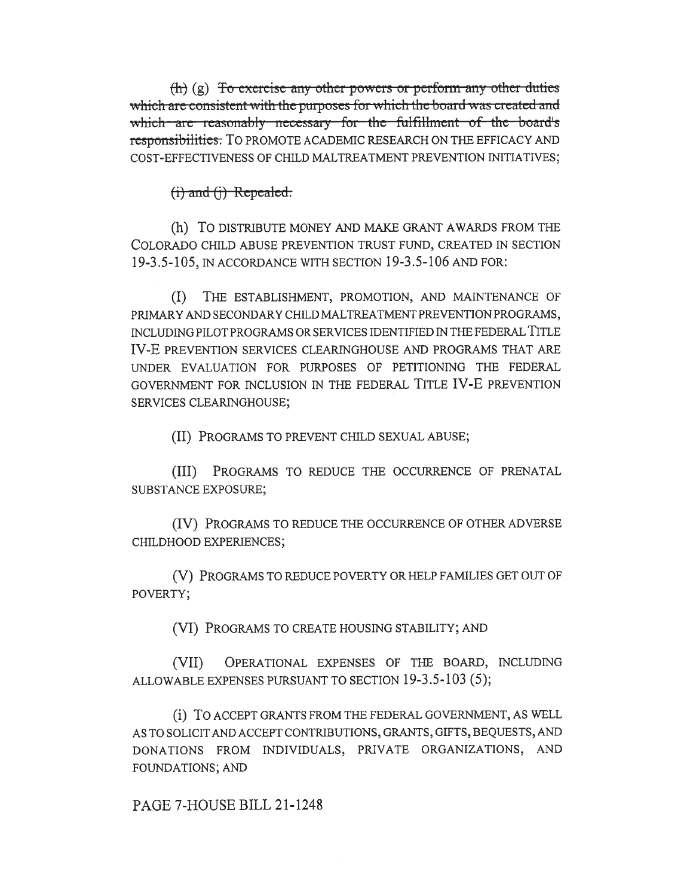~~(h)~~ (g) ~~To exercise any other powers or perform any other duties which are consistent with the purposes for which the board was created and which are reasonably necessary for the fulfillment of the board's responsibilities.~~ TO PROMOTE ACADEMIC RESEARCH ON THE EFFICACY AND COST-EFFECTIVENESS OF CHILD MALTREATMENT PREVENTION INITIATIVES;

~~(i) and (j) Repealed.~~

(h) TO DISTRIBUTE MONEY AND MAKE GRANT AWARDS FROM THE COLORADO CHILD ABUSE PREVENTION TRUST FUND, CREATED IN SECTION 19-3.5-105, IN ACCORDANCE WITH SECTION 19-3.5-106 AND FOR:

(I) THE ESTABLISHMENT, PROMOTION, AND MAINTENANCE OF PRIMARY AND SECONDARY CHILD MALTREATMENT PREVENTION PROGRAMS, INCLUDING PILOT PROGRAMS OR SERVICES IDENTIFIED IN THE FEDERAL TITLE IV-E PREVENTION SERVICES CLEARINGHOUSE AND PROGRAMS THAT ARE UNDER EVALUATION FOR PURPOSES OF PETITIONING THE FEDERAL GOVERNMENT FOR INCLUSION IN THE FEDERAL TITLE IV-E PREVENTION SERVICES CLEARINGHOUSE;

(II) PROGRAMS TO PREVENT CHILD SEXUAL ABUSE;

(III) PROGRAMS TO REDUCE THE OCCURRENCE OF PRENATAL SUBSTANCE EXPOSURE;

(IV) PROGRAMS TO REDUCE THE OCCURRENCE OF OTHER ADVERSE CHILDHOOD EXPERIENCES;

(V) PROGRAMS TO REDUCE POVERTY OR HELP FAMILIES GET OUT OF POVERTY;

(VI) PROGRAMS TO CREATE HOUSING STABILITY; AND

(VII) OPERATIONAL EXPENSES OF THE BOARD, INCLUDING ALLOWABLE EXPENSES PURSUANT TO SECTION 19-3.5-103 (5);

(i) TO ACCEPT GRANTS FROM THE FEDERAL GOVERNMENT, AS WELL AS TO SOLICIT AND ACCEPT CONTRIBUTIONS, GRANTS, GIFTS, BEQUESTS, AND DONATIONS FROM INDIVIDUALS, PRIVATE ORGANIZATIONS, AND FOUNDATIONS; AND

PAGE 7-HOUSE BILL 21-1248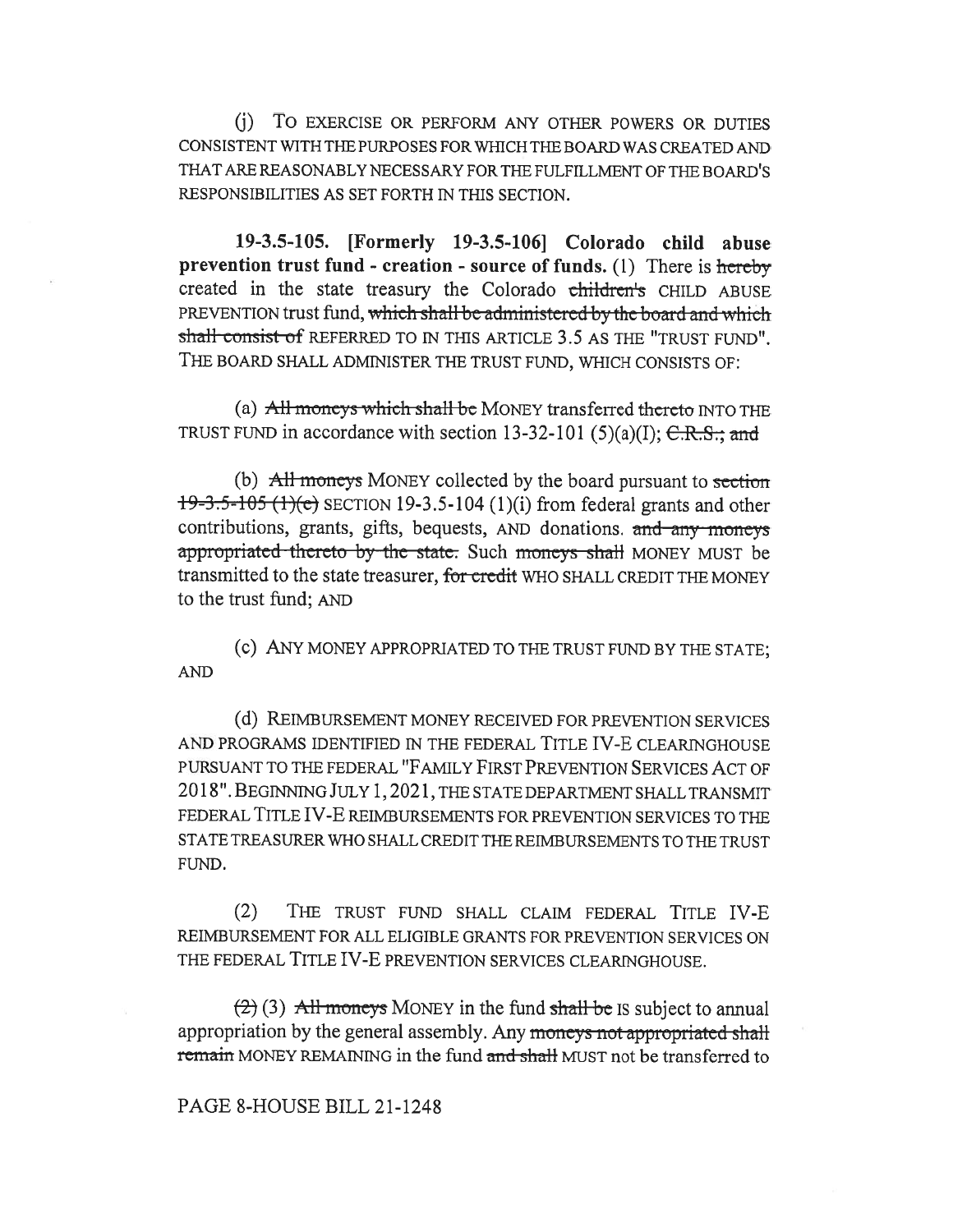(j) TO EXERCISE OR PERFORM ANY OTHER POWERS OR DUTIES CONSISTENT WITH THE PURPOSES FOR WHICH THE BOARD WAS CREATED AND THAT ARE REASONABLY NECESSARY FOR THE FULFILLMENT OF THE BOARD'S RESPONSIBILITIES AS SET FORTH IN THIS SECTION.

**19-3.5-105. [Formerly 19-3.5-106] Colorado child abuse prevention trust fund - creation - source of funds.** (1) There is ~~hereby~~ created in the state treasury the Colorado ~~children's~~ CHILD ABUSE PREVENTION trust fund, ~~which shall be administered by the board and which shall consist of~~ REFERRED TO IN THIS ARTICLE 3.5 AS THE "TRUST FUND". THE BOARD SHALL ADMINISTER THE TRUST FUND, WHICH CONSISTS OF:

(a) ~~All moneys which shall be~~ MONEY transferred ~~thereto~~ INTO THE TRUST FUND in accordance with section 13-32-101 (5)(a)(I); ~~C.R.S.; and~~

(b) ~~All moneys~~ MONEY collected by the board pursuant to ~~section 19-3.5-105 (1)(e)~~ SECTION 19-3.5-104 (1)(i) from federal grants and other contributions, grants, gifts, bequests, AND donations. ~~and any moneys appropriated thereto by the state.~~ Such ~~moneys shall~~ MONEY MUST be transmitted to the state treasurer, ~~for credit~~ WHO SHALL CREDIT THE MONEY to the trust fund; AND

(c) ANY MONEY APPROPRIATED TO THE TRUST FUND BY THE STATE; AND

(d) REIMBURSEMENT MONEY RECEIVED FOR PREVENTION SERVICES AND PROGRAMS IDENTIFIED IN THE FEDERAL TITLE IV-E CLEARINGHOUSE PURSUANT TO THE FEDERAL "FAMILY FIRST PREVENTION SERVICES ACT OF 2018". BEGINNING JULY 1, 2021, THE STATE DEPARTMENT SHALL TRANSMIT FEDERAL TITLE IV-E REIMBURSEMENTS FOR PREVENTION SERVICES TO THE STATE TREASURER WHO SHALL CREDIT THE REIMBURSEMENTS TO THE TRUST FUND.

(2) THE TRUST FUND SHALL CLAIM FEDERAL TITLE IV-E REIMBURSEMENT FOR ALL ELIGIBLE GRANTS FOR PREVENTION SERVICES ON THE FEDERAL TITLE IV-E PREVENTION SERVICES CLEARINGHOUSE.

~~(2)~~ (3) ~~All moneys~~ MONEY in the fund ~~shall be~~ IS subject to annual appropriation by the general assembly. Any ~~moneys not appropriated shall remain~~ MONEY REMAINING in the fund ~~and shall~~ MUST not be transferred to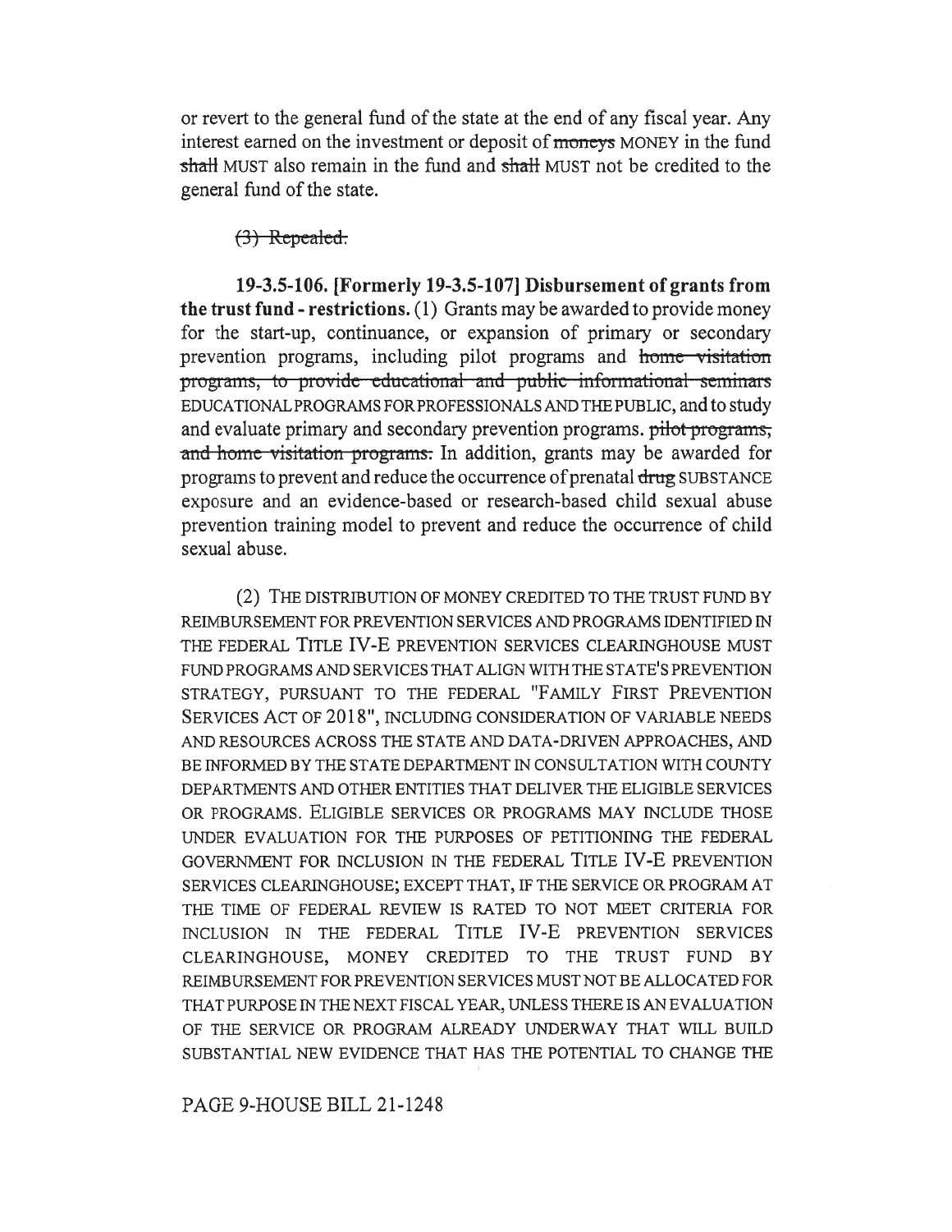or revert to the general fund of the state at the end of any fiscal year. Any interest earned on the investment or deposit of ~~moneys~~ MONEY in the fund ~~shall~~ MUST also remain in the fund and ~~shall~~ MUST not be credited to the general fund of the state.

~~(3) Repealed.~~

**19-3.5-106. [Formerly 19-3.5-107] Disbursement of grants from the trust fund - restrictions.** (1) Grants may be awarded to provide money for the start-up, continuance, or expansion of primary or secondary prevention programs, including pilot programs and ~~home visitation programs, to provide educational and public informational seminars~~ EDUCATIONAL PROGRAMS FOR PROFESSIONALS AND THE PUBLIC, and to study and evaluate primary and secondary prevention programs. ~~pilot programs, and home visitation programs.~~ In addition, grants may be awarded for programs to prevent and reduce the occurrence of prenatal ~~drug~~ SUBSTANCE exposure and an evidence-based or research-based child sexual abuse prevention training model to prevent and reduce the occurrence of child sexual abuse.

(2) THE DISTRIBUTION OF MONEY CREDITED TO THE TRUST FUND BY REIMBURSEMENT FOR PREVENTION SERVICES AND PROGRAMS IDENTIFIED IN THE FEDERAL TITLE IV-E PREVENTION SERVICES CLEARINGHOUSE MUST FUND PROGRAMS AND SERVICES THAT ALIGN WITH THE STATE'S PREVENTION STRATEGY, PURSUANT TO THE FEDERAL "FAMILY FIRST PREVENTION SERVICES ACT OF 2018", INCLUDING CONSIDERATION OF VARIABLE NEEDS AND RESOURCES ACROSS THE STATE AND DATA-DRIVEN APPROACHES, AND BE INFORMED BY THE STATE DEPARTMENT IN CONSULTATION WITH COUNTY DEPARTMENTS AND OTHER ENTITIES THAT DELIVER THE ELIGIBLE SERVICES OR PROGRAMS. ELIGIBLE SERVICES OR PROGRAMS MAY INCLUDE THOSE UNDER EVALUATION FOR THE PURPOSES OF PETITIONING THE FEDERAL GOVERNMENT FOR INCLUSION IN THE FEDERAL TITLE IV-E PREVENTION SERVICES CLEARINGHOUSE; EXCEPT THAT, IF THE SERVICE OR PROGRAM AT THE TIME OF FEDERAL REVIEW IS RATED TO NOT MEET CRITERIA FOR INCLUSION IN THE FEDERAL TITLE IV-E PREVENTION SERVICES CLEARINGHOUSE, MONEY CREDITED TO THE TRUST FUND BY REIMBURSEMENT FOR PREVENTION SERVICES MUST NOT BE ALLOCATED FOR THAT PURPOSE IN THE NEXT FISCAL YEAR, UNLESS THERE IS AN EVALUATION OF THE SERVICE OR PROGRAM ALREADY UNDERWAY THAT WILL BUILD SUBSTANTIAL NEW EVIDENCE THAT HAS THE POTENTIAL TO CHANGE THE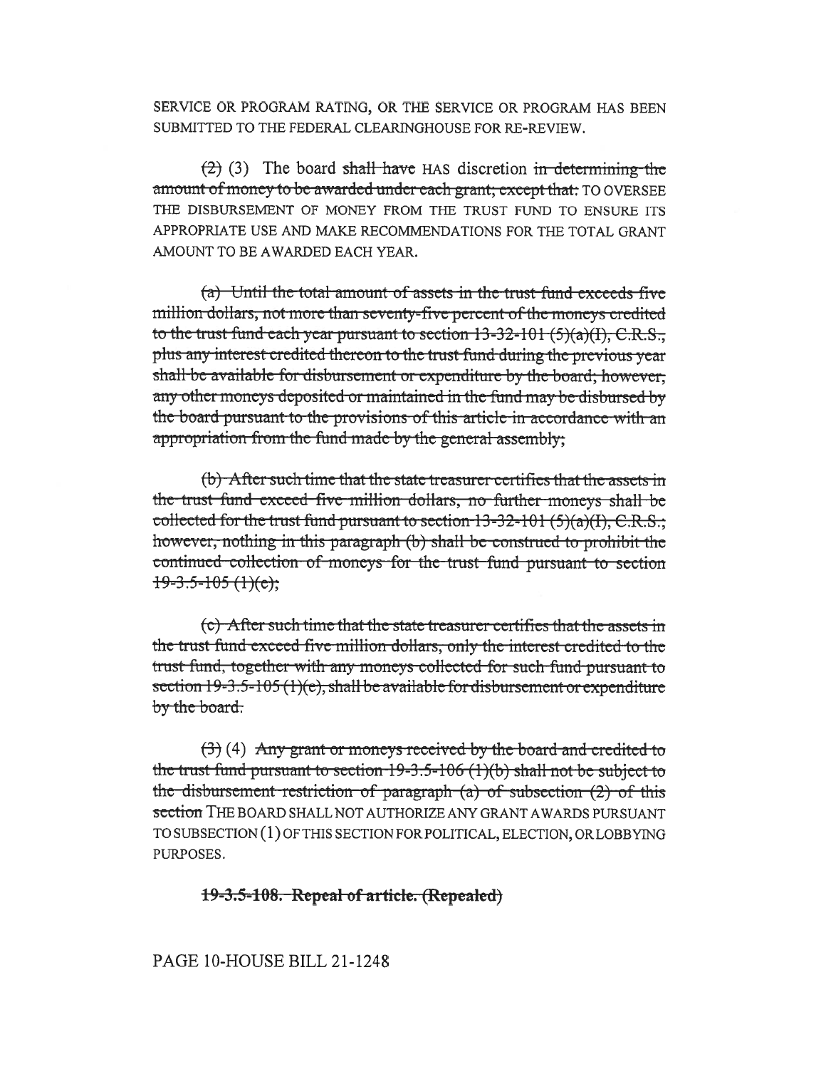SERVICE OR PROGRAM RATING, OR THE SERVICE OR PROGRAM HAS BEEN SUBMITTED TO THE FEDERAL CLEARINGHOUSE FOR RE-REVIEW.

~~(2)~~ (3) The board ~~shall have~~ HAS discretion ~~in determining the amount of money to be awarded under each grant; except that:~~ TO OVERSEE THE DISBURSEMENT OF MONEY FROM THE TRUST FUND TO ENSURE ITS APPROPRIATE USE AND MAKE RECOMMENDATIONS FOR THE TOTAL GRANT AMOUNT TO BE AWARDED EACH YEAR.

~~(a) Until the total amount of assets in the trust fund exceeds five million dollars, not more than seventy-five percent of the moneys credited to the trust fund each year pursuant to section 13-32-101 (5)(a)(I), C.R.S., plus any interest credited thereon to the trust fund during the previous year shall be available for disbursement or expenditure by the board; however, any other moneys deposited or maintained in the fund may be disbursed by the board pursuant to the provisions of this article in accordance with an appropriation from the fund made by the general assembly;~~

~~(b) After such time that the state treasurer certifies that the assets in the trust fund exceed five million dollars, no further moneys shall be collected for the trust fund pursuant to section 13-32-101 (5)(a)(I), C.R.S.; however, nothing in this paragraph (b) shall be construed to prohibit the continued collection of moneys for the trust fund pursuant to section 19-3.5-105 (1)(e);~~

~~(c) After such time that the state treasurer certifies that the assets in the trust fund exceed five million dollars, only the interest credited to the trust fund, together with any moneys collected for such fund pursuant to section 19-3.5-105 (1)(e), shall be available for disbursement or expenditure by the board.~~

~~(3)~~ (4) ~~Any grant or moneys received by the board and credited to the trust fund pursuant to section 19-3.5-106 (1)(b) shall not be subject to the disbursement restriction of paragraph (a) of subsection (2) of this section~~ THE BOARD SHALL NOT AUTHORIZE ANY GRANT AWARDS PURSUANT TO SUBSECTION (1) OF THIS SECTION FOR POLITICAL, ELECTION, OR LOBBYING PURPOSES.

~~**19-3.5-108. Repeal of article. (Repealed)**~~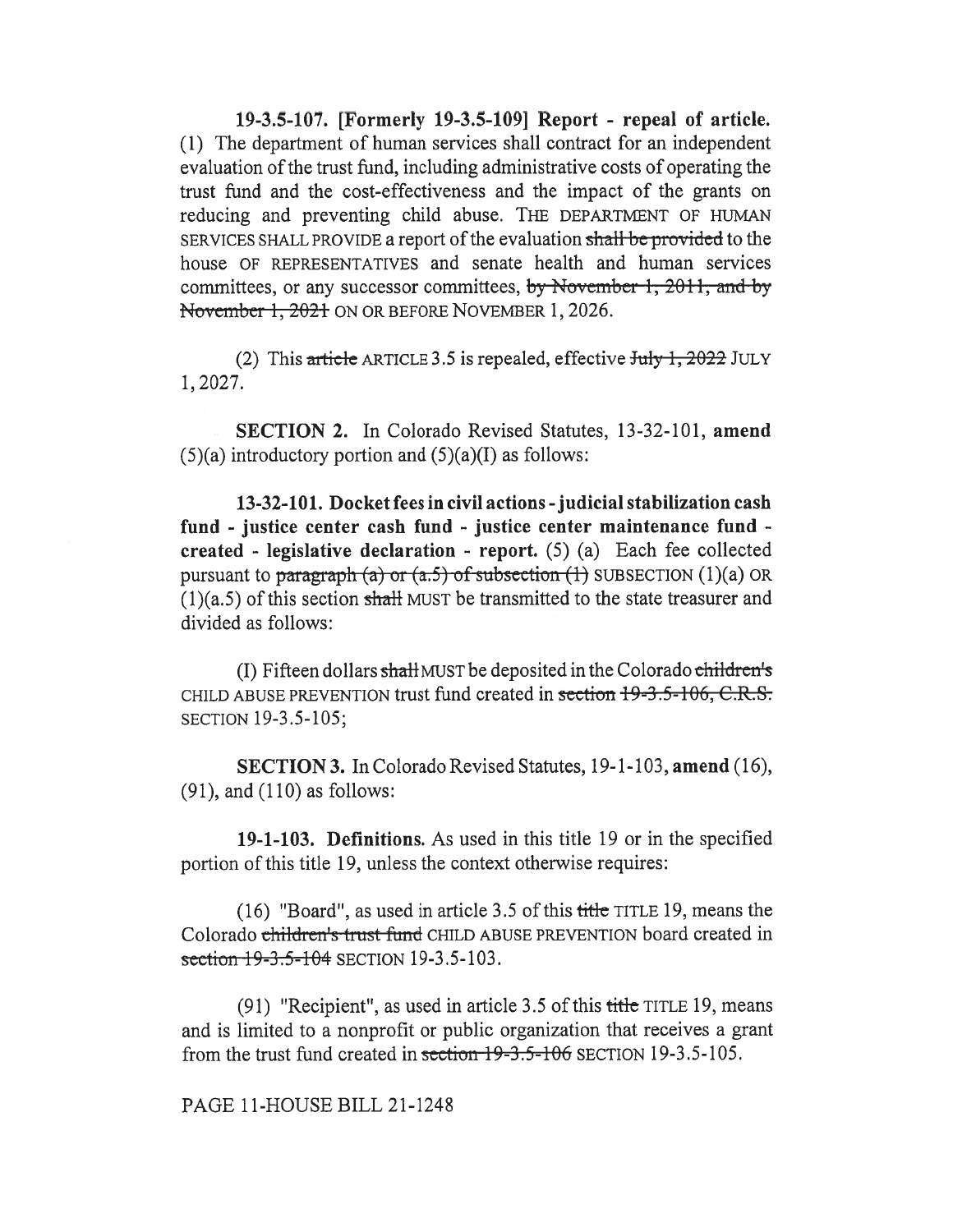**19-3.5-107. [Formerly 19-3.5-109] Report - repeal of article.** (1) The department of human services shall contract for an independent evaluation of the trust fund, including administrative costs of operating the trust fund and the cost-effectiveness and the impact of the grants on reducing and preventing child abuse. THE DEPARTMENT OF HUMAN SERVICES SHALL PROVIDE a report of the evaluation ~~shall be provided~~ to the house OF REPRESENTATIVES and senate health and human services committees, or any successor committees, ~~by November 1, 2011, and by November 1, 2021~~ ON OR BEFORE NOVEMBER 1, 2026.

(2) This ~~article~~ ARTICLE 3.5 is repealed, effective ~~July 1, 2022~~ JULY 1, 2027.

**SECTION 2.** In Colorado Revised Statutes, 13-32-101, **amend** (5)(a) introductory portion and (5)(a)(I) as follows:

**13-32-101. Docket fees in civil actions - judicial stabilization cash fund - justice center cash fund - justice center maintenance fund - created - legislative declaration - report.** (5) (a) Each fee collected pursuant to ~~paragraph (a) or (a.5) of subsection (1)~~ SUBSECTION (1)(a) OR (1)(a.5) of this section ~~shall~~ MUST be transmitted to the state treasurer and divided as follows:

(I) Fifteen dollars ~~shall~~ MUST be deposited in the Colorado ~~children's~~ CHILD ABUSE PREVENTION trust fund created in ~~section 19-3.5-106, C.R.S.~~ SECTION 19-3.5-105;

**SECTION 3.** In Colorado Revised Statutes, 19-1-103, **amend** (16), (91), and (110) as follows:

**19-1-103. Definitions.** As used in this title 19 or in the specified portion of this title 19, unless the context otherwise requires:

(16) "Board", as used in article 3.5 of this ~~title~~ TITLE 19, means the Colorado ~~children's trust fund~~ CHILD ABUSE PREVENTION board created in ~~section 19-3.5-104~~ SECTION 19-3.5-103.

(91) "Recipient", as used in article 3.5 of this ~~title~~ TITLE 19, means and is limited to a nonprofit or public organization that receives a grant from the trust fund created in ~~section 19-3.5-106~~ SECTION 19-3.5-105.

PAGE 11-HOUSE BILL 21-1248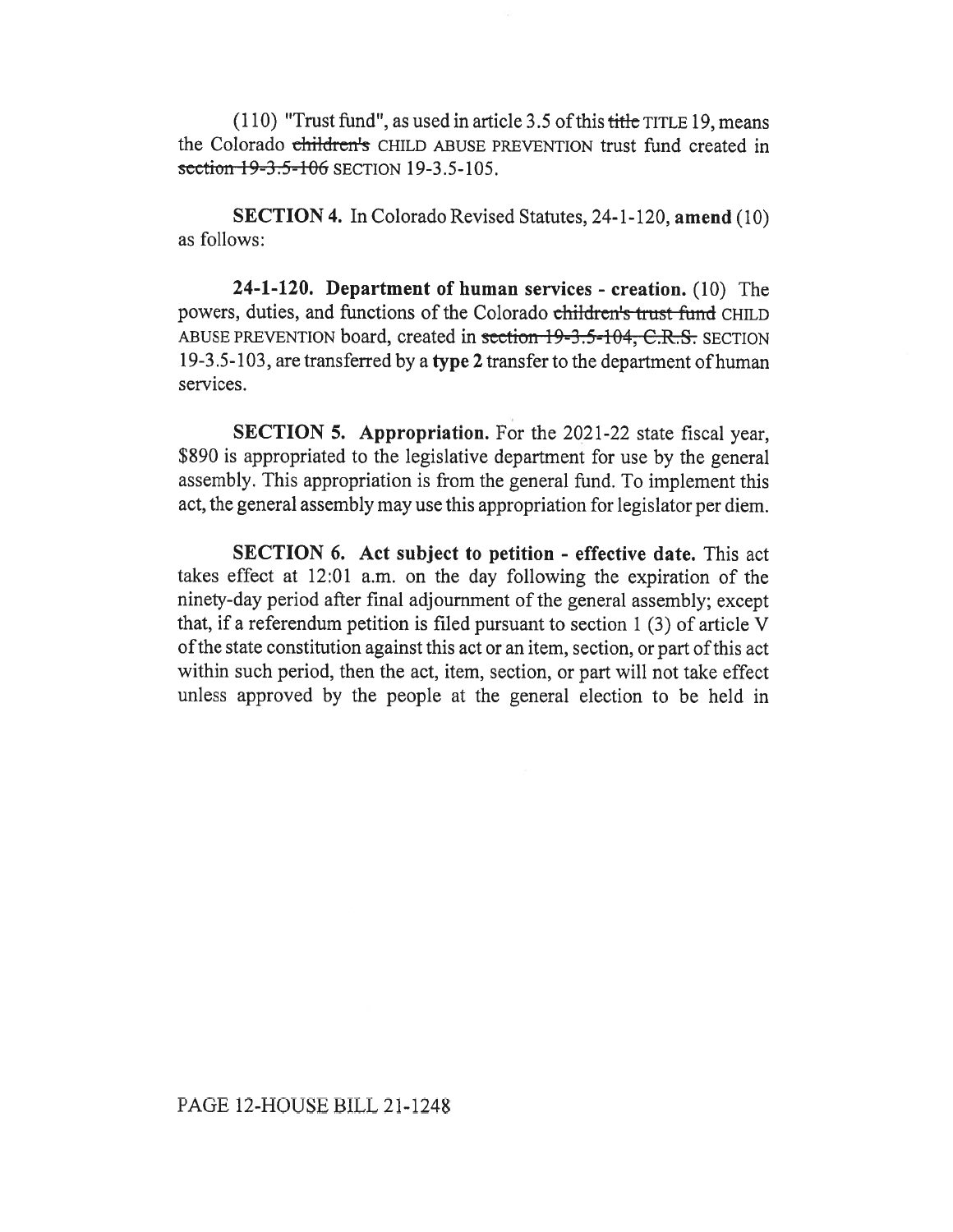(110) "Trust fund", as used in article 3.5 of this ~~title~~ TITLE 19, means the Colorado ~~children's~~ CHILD ABUSE PREVENTION trust fund created in ~~section 19-3.5-106~~ SECTION 19-3.5-105.

**SECTION 4.** In Colorado Revised Statutes, 24-1-120, **amend** (10) as follows:

**24-1-120. Department of human services - creation.** (10) The powers, duties, and functions of the Colorado ~~children's trust fund~~ CHILD ABUSE PREVENTION board, created in ~~section 19-3.5-104, C.R.S.~~ SECTION 19-3.5-103, are transferred by a **type 2** transfer to the department of human services.

**SECTION 5. Appropriation.** For the 2021-22 state fiscal year, $890 is appropriated to the legislative department for use by the general assembly. This appropriation is from the general fund. To implement this act, the general assembly may use this appropriation for legislator per diem.

**SECTION 6. Act subject to petition - effective date.** This act takes effect at 12:01 a.m. on the day following the expiration of the ninety-day period after final adjournment of the general assembly; except that, if a referendum petition is filed pursuant to section 1 (3) of article V of the state constitution against this act or an item, section, or part of this act within such period, then the act, item, section, or part will not take effect unless approved by the people at the general election to be held in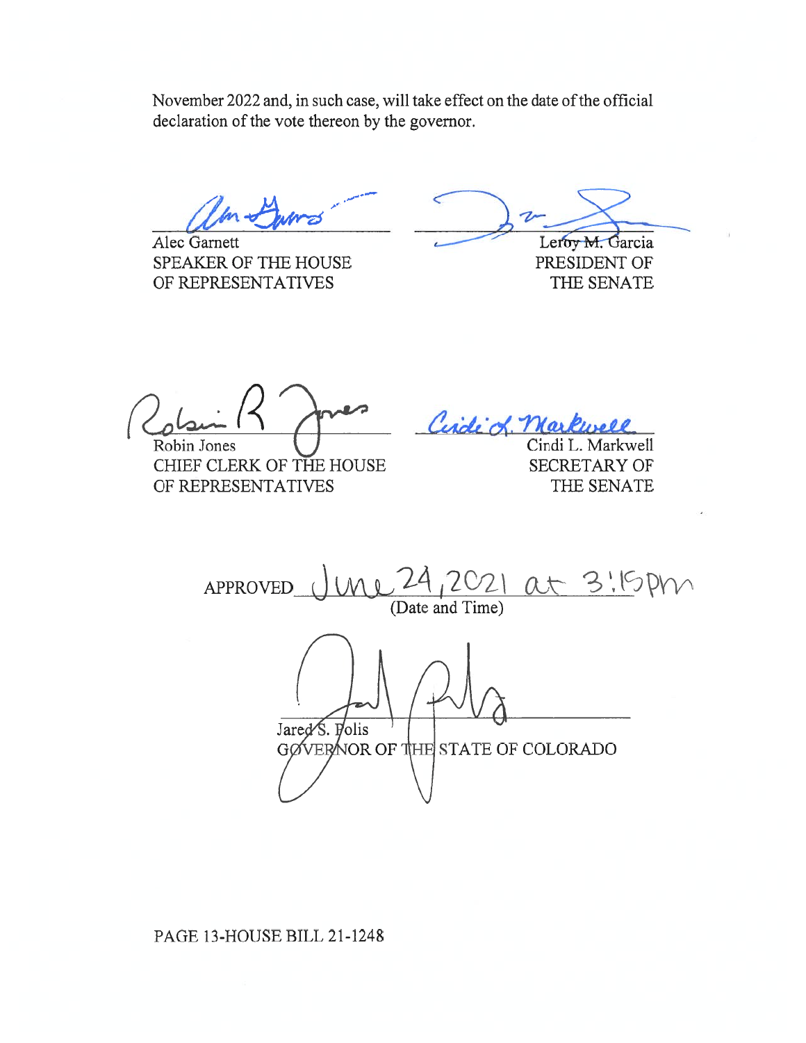November 2022 and, in such case, will take effect on the date of the official declaration of the vote thereon by the governor.

Alec Garnett
SPEAKER OF THE HOUSE
OF REPRESENTATIVES

Leroy M. Garcia
PRESIDENT OF
THE SENATE

Robin Jones
CHIEF CLERK OF THE HOUSE
OF REPRESENTATIVES

Cindi L. Markwell
SECRETARY OF
THE SENATE

APPROVED June 24, 2021 at 3:15pm
(Date and Time)

Jared S. Polis
GOVERNOR OF THE STATE OF COLORADO

PAGE 13-HOUSE BILL 21-1248